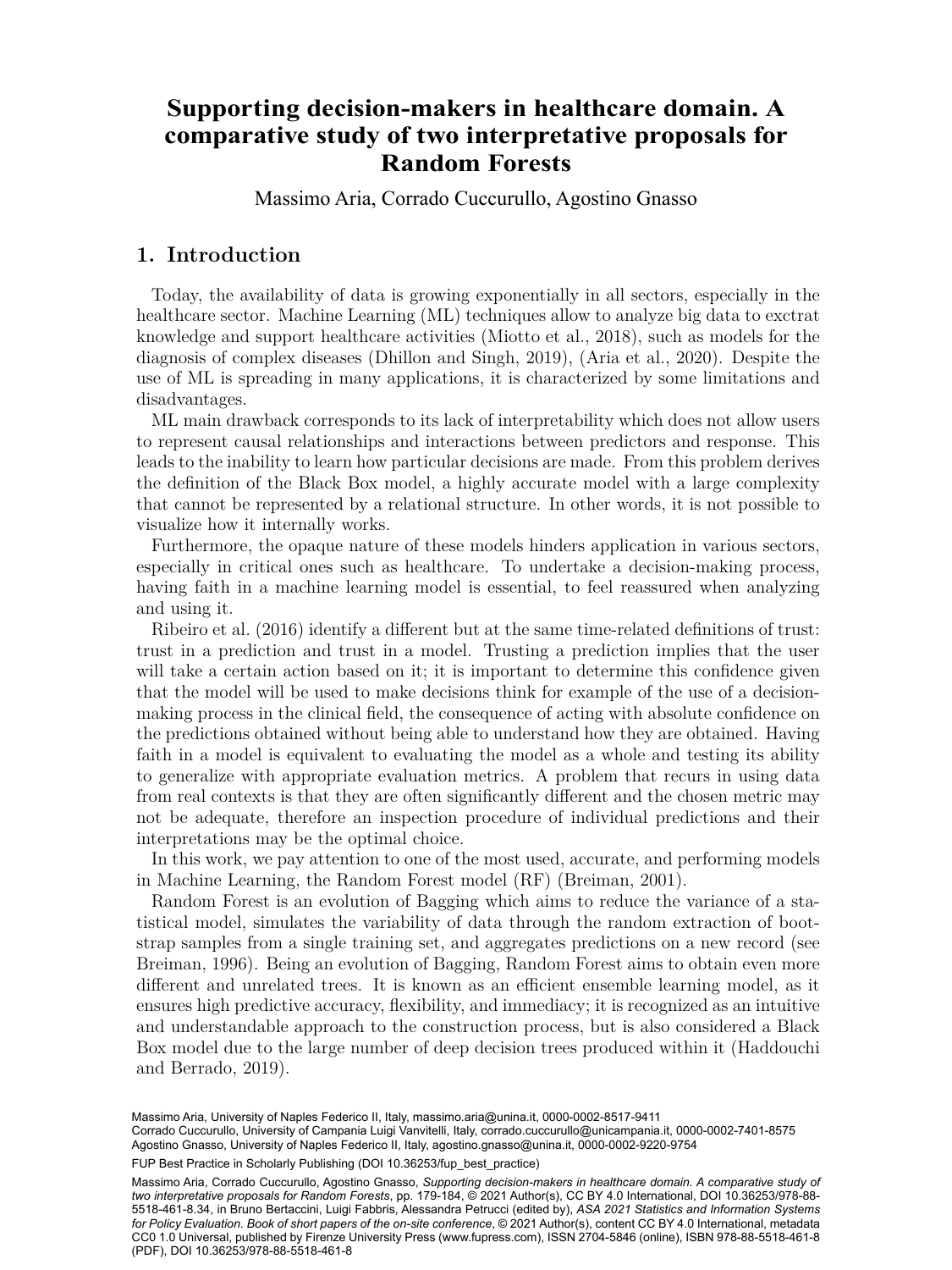# Supporting decision-makers in healthcare domain. A comparative study of two interpretative proposals for Random Forests

Massimo Aria, Corrado Cuccurullo, Agostino Gnasso

## 1. Introduction

Today, the availability of data is growing exponentially in all sectors, especially in the healthcare sector. Machine Learning (ML) techniques allow to analyze big data to exctrat knowledge and support healthcare activities (Miotto et al., 2018), such as models for the diagnosis of complex diseases (Dhillon and Singh, 2019), (Aria et al., 2020). Despite the use of ML is spreading in many applications, it is characterized by some limitations and disadvantages.

ML main drawback corresponds to its lack of interpretability which does not allow users to represent causal relationships and interactions between predictors and response. This leads to the inability to learn how particular decisions are made. From this problem derives the definition of the Black Box model, a highly accurate model with a large complexity that cannot be represented by a relational structure. In other words, it is not possible to visualize how it internally works.

Furthermore, the opaque nature of these models hinders application in various sectors, especially in critical ones such as healthcare. To undertake a decision-making process, having faith in a machine learning model is essential, to feel reassured when analyzing and using it.

Ribeiro et al. (2016) identify a different but at the same time-related definitions of trust: trust in a prediction and trust in a model. Trusting a prediction implies that the user will take a certain action based on it; it is important to determine this confidence given that the model will be used to make decisions think for example of the use of a decision-making process in the clinical field, the consequence of acting with absolute confidence on the predictions obtained without being able to understand how they are obtained. Having faith in a model is equivalent to evaluating the model as a whole and testing its ability to generalize with appropriate evaluation metrics. A problem that recurs in using data from real contexts is that they are often significantly different and the chosen metric may not be adequate, therefore an inspection procedure of individual predictions and their interpretations may be the optimal choice.

In this work, we pay attention to one of the most used, accurate, and performing models in Machine Learning, the Random Forest model (RF) (Breiman, 2001).

Random Forest is an evolution of Bagging which aims to reduce the variance of a statistical model, simulates the variability of data through the random extraction of bootstrap samples from a single training set, and aggregates predictions on a new record (see Breiman, 1996). Being an evolution of Bagging, Random Forest aims to obtain even more different and unrelated trees. It is known as an efficient ensemble learning model, as it ensures high predictive accuracy, flexibility, and immediacy; it is recognized as an intuitive and understandable approach to the construction process, but is also considered a Black Box model due to the large number of deep decision trees produced within it (Haddouchi and Berrado, 2019).

Massimo Aria, University of Naples Federico II, Italy, massimo.aria@unina.it, 0000-0002-8517-9411
Corrado Cuccurullo, University of Campania Luigi Vanvitelli, Italy, corrado.cuccurullo@unicampania.it, 0000-0002-7401-8575
Agostino Gnasso, University of Naples Federico II, Italy, agostino.gnasso@unina.it, 0000-0002-9220-9754

FUP Best Practice in Scholarly Publishing (DOI 10.36253/fup_best_practice)

Massimo Aria, Corrado Cuccurullo, Agostino Gnasso, *Supporting decision-makers in healthcare domain. A comparative study of two interpretative proposals for Random Forests*, pp. 179-184, © 2021 Author(s), CC BY 4.0 International, DOI 10.36253/978-88-5518-461-8.34, in Bruno Bertaccini, Luigi Fabbris, Alessandra Petrucci (edited by), *ASA 2021 Statistics and Information Systems for Policy Evaluation. Book of short papers of the on-site conference*, © 2021 Author(s), content CC BY 4.0 International, metadata CC0 1.0 Universal, published by Firenze University Press (www.fupress.com), ISSN 2704-5846 (online), ISBN 978-88-5518-461-8 (PDF), DOI 10.36253/978-88-5518-461-8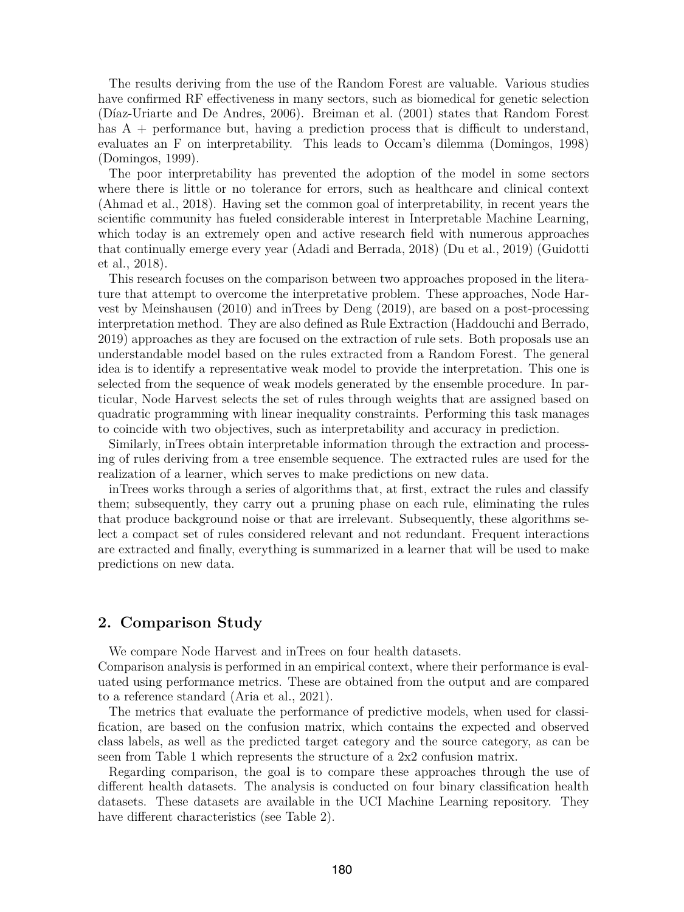The results deriving from the use of the Random Forest are valuable. Various studies have confirmed RF effectiveness in many sectors, such as biomedical for genetic selection (Díaz-Uriarte and De Andres, 2006). Breiman et al. (2001) states that Random Forest has A + performance but, having a prediction process that is difficult to understand, evaluates an F on interpretability. This leads to Occam's dilemma (Domingos, 1998) (Domingos, 1999).

The poor interpretability has prevented the adoption of the model in some sectors where there is little or no tolerance for errors, such as healthcare and clinical context (Ahmad et al., 2018). Having set the common goal of interpretability, in recent years the scientific community has fueled considerable interest in Interpretable Machine Learning, which today is an extremely open and active research field with numerous approaches that continually emerge every year (Adadi and Berrada, 2018) (Du et al., 2019) (Guidotti et al., 2018).

This research focuses on the comparison between two approaches proposed in the literature that attempt to overcome the interpretative problem. These approaches, Node Harvest by Meinshausen (2010) and inTrees by Deng (2019), are based on a post-processing interpretation method. They are also defined as Rule Extraction (Haddouchi and Berrado, 2019) approaches as they are focused on the extraction of rule sets. Both proposals use an understandable model based on the rules extracted from a Random Forest. The general idea is to identify a representative weak model to provide the interpretation. This one is selected from the sequence of weak models generated by the ensemble procedure. In particular, Node Harvest selects the set of rules through weights that are assigned based on quadratic programming with linear inequality constraints. Performing this task manages to coincide with two objectives, such as interpretability and accuracy in prediction.

Similarly, inTrees obtain interpretable information through the extraction and processing of rules deriving from a tree ensemble sequence. The extracted rules are used for the realization of a learner, which serves to make predictions on new data.

inTrees works through a series of algorithms that, at first, extract the rules and classify them; subsequently, they carry out a pruning phase on each rule, eliminating the rules that produce background noise or that are irrelevant. Subsequently, these algorithms select a compact set of rules considered relevant and not redundant. Frequent interactions are extracted and finally, everything is summarized in a learner that will be used to make predictions on new data.

## 2. Comparison Study

We compare Node Harvest and inTrees on four health datasets.
Comparison analysis is performed in an empirical context, where their performance is evaluated using performance metrics. These are obtained from the output and are compared to a reference standard (Aria et al., 2021).

The metrics that evaluate the performance of predictive models, when used for classification, are based on the confusion matrix, which contains the expected and observed class labels, as well as the predicted target category and the source category, as can be seen from Table 1 which represents the structure of a 2x2 confusion matrix.

Regarding comparison, the goal is to compare these approaches through the use of different health datasets. The analysis is conducted on four binary classification health datasets. These datasets are available in the UCI Machine Learning repository. They have different characteristics (see Table 2).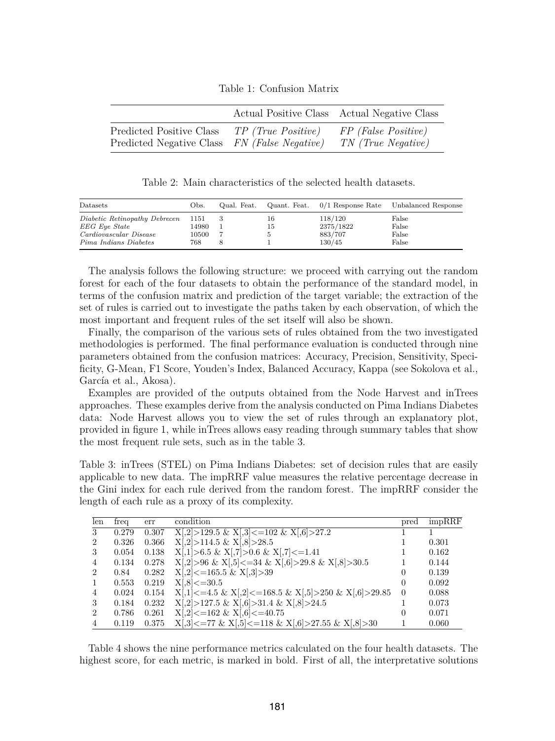Table 1: Confusion Matrix

| | Actual Positive Class | Actual Negative Class |
|---|---|---|
| Predicted Positive Class | *TP (True Positive)* | *FP (False Positive)* |
| Predicted Negative Class | *FN (False Negative)* | *TN (True Negative)* |

Table 2: Main characteristics of the selected health datasets.

| Datasets | Obs. | Qual. Feat. | Quant. Feat. | 0/1 Response Rate | Unbalanced Response |
|---|---|---|---|---|---|
| *Diabetic Retinopathy Debrecen* | 1151 | 3 | 16 | 118/120 | False |
| *EEG Eye State* | 14980 | 1 | 15 | 2375/1822 | False |
| *Cardiovascular Disease* | 10500 | 7 | 5 | 883/707 | False |
| *Pima Indians Diabetes* | 768 | 8 | 1 | 130/45 | False |

The analysis follows the following structure: we proceed with carrying out the random forest for each of the four datasets to obtain the performance of the standard model, in terms of the confusion matrix and prediction of the target variable; the extraction of the set of rules is carried out to investigate the paths taken by each observation, of which the most important and frequent rules of the set itself will also be shown.

Finally, the comparison of the various sets of rules obtained from the two investigated methodologies is performed. The final performance evaluation is conducted through nine parameters obtained from the confusion matrices: Accuracy, Precision, Sensitivity, Specificity, G-Mean, F1 Score, Youden's Index, Balanced Accuracy, Kappa (see Sokolova et al., García et al., Akosa).

Examples are provided of the outputs obtained from the Node Harvest and inTrees approaches. These examples derive from the analysis conducted on Pima Indians Diabetes data: Node Harvest allows you to view the set of rules through an explanatory plot, provided in figure 1, while inTrees allows easy reading through summary tables that show the most frequent rule sets, such as in the table 3.

Table 3: inTrees (STEL) on Pima Indians Diabetes: set of decision rules that are easily applicable to new data. The impRRF value measures the relative percentage decrease in the Gini index for each rule derived from the random forest. The impRRF consider the length of each rule as a proxy of its complexity.

| len | freq | err | condition | pred | impRRF |
|---|---|---|---|---|---|
| 3 | 0.279 | 0.307 | X[,2]>129.5 & X[,3]<=102 & X[,6]>27.2 | 1 | 1 |
| 2 | 0.326 | 0.366 | X[,2]>114.5 & X[,8]>28.5 | 1 | 0.301 |
| 3 | 0.054 | 0.138 | X[,1]>6.5 & X[,7]>0.6 & X[,7]<=1.41 | 1 | 0.162 |
| 4 | 0.134 | 0.278 | X[,2]>96 & X[,5]<=34 & X[,6]>29.8 & X[,8]>30.5 | 1 | 0.144 |
| 2 | 0.84 | 0.282 | X[,2]<=165.5 & X[,3]>39 | 0 | 0.139 |
| 1 | 0.553 | 0.219 | X[,8]<=30.5 | 0 | 0.092 |
| 4 | 0.024 | 0.154 | X[,1]<=4.5 & X[,2]<=168.5 & X[,5]>250 & X[,6]>29.85 | 0 | 0.088 |
| 3 | 0.184 | 0.232 | X[,2]>127.5 & X[,6]>31.4 & X[,8]>24.5 | 1 | 0.073 |
| 2 | 0.786 | 0.261 | X[,2]<=162 & X[,6]<=40.75 | 0 | 0.071 |
| 4 | 0.119 | 0.375 | X[,3]<=77 & X[,5]<=118 & X[,6]>27.55 & X[,8]>30 | 1 | 0.060 |

Table 4 shows the nine performance metrics calculated on the four health datasets. The highest score, for each metric, is marked in bold. First of all, the interpretative solutions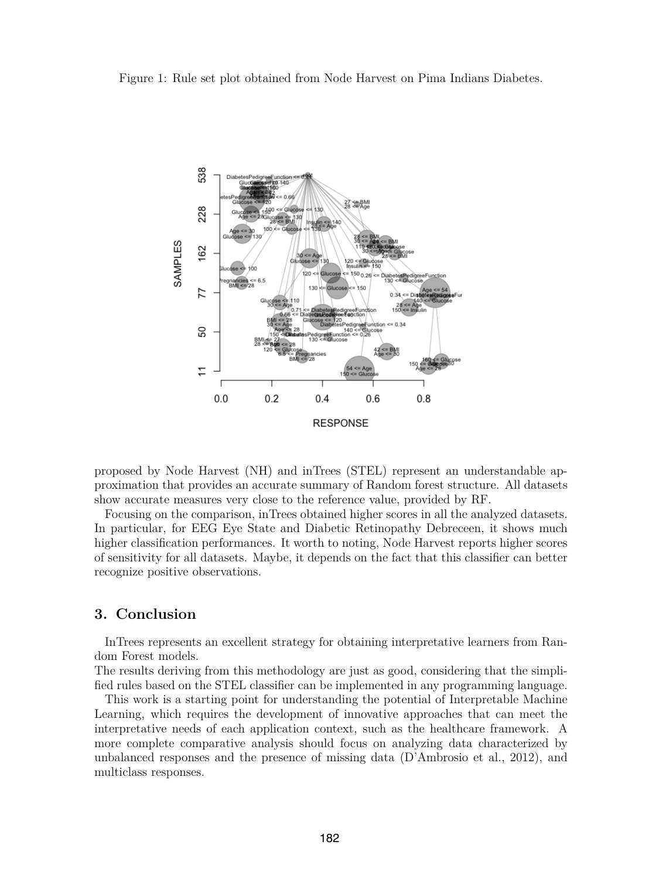Figure 1: Rule set plot obtained from Node Harvest on Pima Indians Diabetes.

proposed by Node Harvest (NH) and inTrees (STEL) represent an understandable approximation that provides an accurate summary of Random forest structure. All datasets show accurate measures very close to the reference value, provided by RF.

Focusing on the comparison, inTrees obtained higher scores in all the analyzed datasets. In particular, for EEG Eye State and Diabetic Retinopathy Debreceen, it shows much higher classification performances. It worth to noting, Node Harvest reports higher scores of sensitivity for all datasets. Maybe, it depends on the fact that this classifier can better recognize positive observations.

## 3. Conclusion

InTrees represents an excellent strategy for obtaining interpretative learners from Random Forest models.
The results deriving from this methodology are just as good, considering that the simplified rules based on the STEL classifier can be implemented in any programming language.

This work is a starting point for understanding the potential of Interpretable Machine Learning, which requires the development of innovative approaches that can meet the interpretative needs of each application context, such as the healthcare framework. A more complete comparative analysis should focus on analyzing data characterized by unbalanced responses and the presence of missing data (D'Ambrosio et al., 2012), and multiclass responses.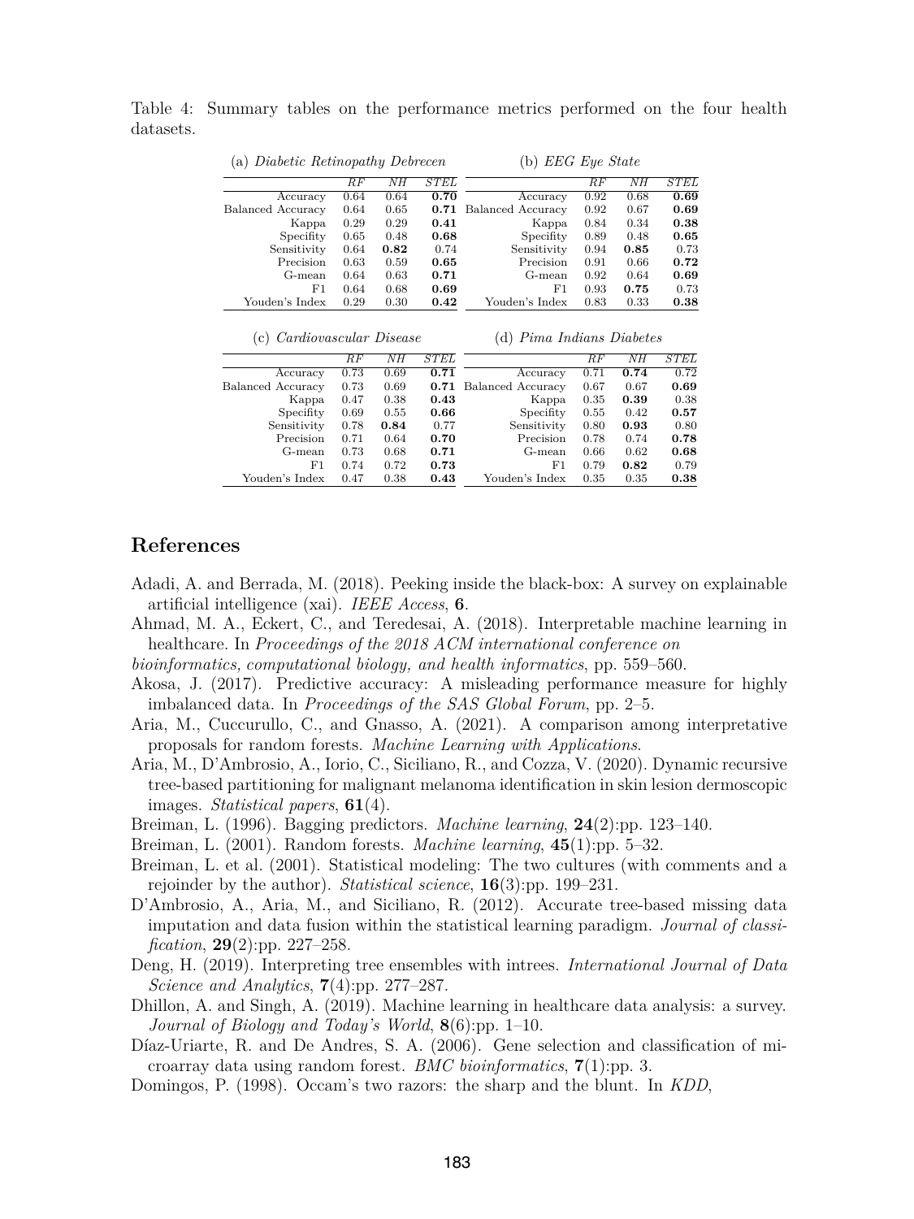Table 4: Summary tables on the performance metrics performed on the four health datasets.

(a) *Diabetic Retinopathy Debrecen*

| | *RF* | *NH* | *STEL* |
|---|---|---|---|
| Accuracy | 0.64 | 0.64 | **0.70** |
| Balanced Accuracy | 0.64 | 0.65 | **0.71** |
| Kappa | 0.29 | 0.29 | **0.41** |
| Specifity | 0.65 | 0.48 | **0.68** |
| Sensitivity | 0.64 | **0.82** | 0.74 |
| Precision | 0.63 | 0.59 | **0.65** |
| G-mean | 0.64 | 0.63 | **0.71** |
| F1 | 0.64 | 0.68 | **0.69** |
| Youden's Index | 0.29 | 0.30 | **0.42** |

(b) *EEG Eye State*

| | *RF* | *NH* | *STEL* |
|---|---|---|---|
| Accuracy | 0.92 | 0.68 | **0.69** |
| Balanced Accuracy | 0.92 | 0.67 | **0.69** |
| Kappa | 0.84 | 0.34 | **0.38** |
| Specifity | 0.89 | 0.48 | **0.65** |
| Sensitivity | 0.94 | **0.85** | 0.73 |
| Precision | 0.91 | 0.66 | **0.72** |
| G-mean | 0.92 | 0.64 | **0.69** |
| F1 | 0.93 | **0.75** | 0.73 |
| Youden's Index | 0.83 | 0.33 | **0.38** |

(c) *Cardiovascular Disease*

| | *RF* | *NH* | *STEL* |
|---|---|---|---|
| Accuracy | 0.73 | 0.69 | **0.71** |
| Balanced Accuracy | 0.73 | 0.69 | **0.71** |
| Kappa | 0.47 | 0.38 | **0.43** |
| Specifity | 0.69 | 0.55 | **0.66** |
| Sensitivity | 0.78 | **0.84** | 0.77 |
| Precision | 0.71 | 0.64 | **0.70** |
| G-mean | 0.73 | 0.68 | **0.71** |
| F1 | 0.74 | 0.72 | **0.73** |
| Youden's Index | 0.47 | 0.38 | **0.43** |

(d) *Pima Indians Diabetes*

| | *RF* | *NH* | *STEL* |
|---|---|---|---|
| Accuracy | 0.71 | **0.74** | 0.72 |
| Balanced Accuracy | 0.67 | 0.67 | **0.69** |
| Kappa | 0.35 | **0.39** | 0.38 |
| Specifity | 0.55 | 0.42 | **0.57** |
| Sensitivity | 0.80 | **0.93** | 0.80 |
| Precision | 0.78 | 0.74 | **0.78** |
| G-mean | 0.66 | 0.62 | **0.68** |
| F1 | 0.79 | **0.82** | 0.79 |
| Youden's Index | 0.35 | 0.35 | **0.38** |

## References

Adadi, A. and Berrada, M. (2018). Peeking inside the black-box: A survey on explainable artificial intelligence (xai). *IEEE Access*, **6**.

Ahmad, M. A., Eckert, C., and Teredesai, A. (2018). Interpretable machine learning in healthcare. In *Proceedings of the 2018 ACM international conference on bioinformatics, computational biology, and health informatics*, pp. 559–560.

Akosa, J. (2017). Predictive accuracy: A misleading performance measure for highly imbalanced data. In *Proceedings of the SAS Global Forum*, pp. 2–5.

Aria, M., Cuccurullo, C., and Gnasso, A. (2021). A comparison among interpretative proposals for random forests. *Machine Learning with Applications*.

Aria, M., D'Ambrosio, A., Iorio, C., Siciliano, R., and Cozza, V. (2020). Dynamic recursive tree-based partitioning for malignant melanoma identification in skin lesion dermoscopic images. *Statistical papers*, **61**(4).

Breiman, L. (1996). Bagging predictors. *Machine learning*, **24**(2):pp. 123–140.

Breiman, L. (2001). Random forests. *Machine learning*, **45**(1):pp. 5–32.

Breiman, L. et al. (2001). Statistical modeling: The two cultures (with comments and a rejoinder by the author). *Statistical science*, **16**(3):pp. 199–231.

D'Ambrosio, A., Aria, M., and Siciliano, R. (2012). Accurate tree-based missing data imputation and data fusion within the statistical learning paradigm. *Journal of classification*, **29**(2):pp. 227–258.

Deng, H. (2019). Interpreting tree ensembles with intrees. *International Journal of Data Science and Analytics*, **7**(4):pp. 277–287.

Dhillon, A. and Singh, A. (2019). Machine learning in healthcare data analysis: a survey. *Journal of Biology and Today's World*, **8**(6):pp. 1–10.

Díaz-Uriarte, R. and De Andres, S. A. (2006). Gene selection and classification of microarray data using random forest. *BMC bioinformatics*, **7**(1):pp. 3.

Domingos, P. (1998). Occam's two razors: the sharp and the blunt. In *KDD*,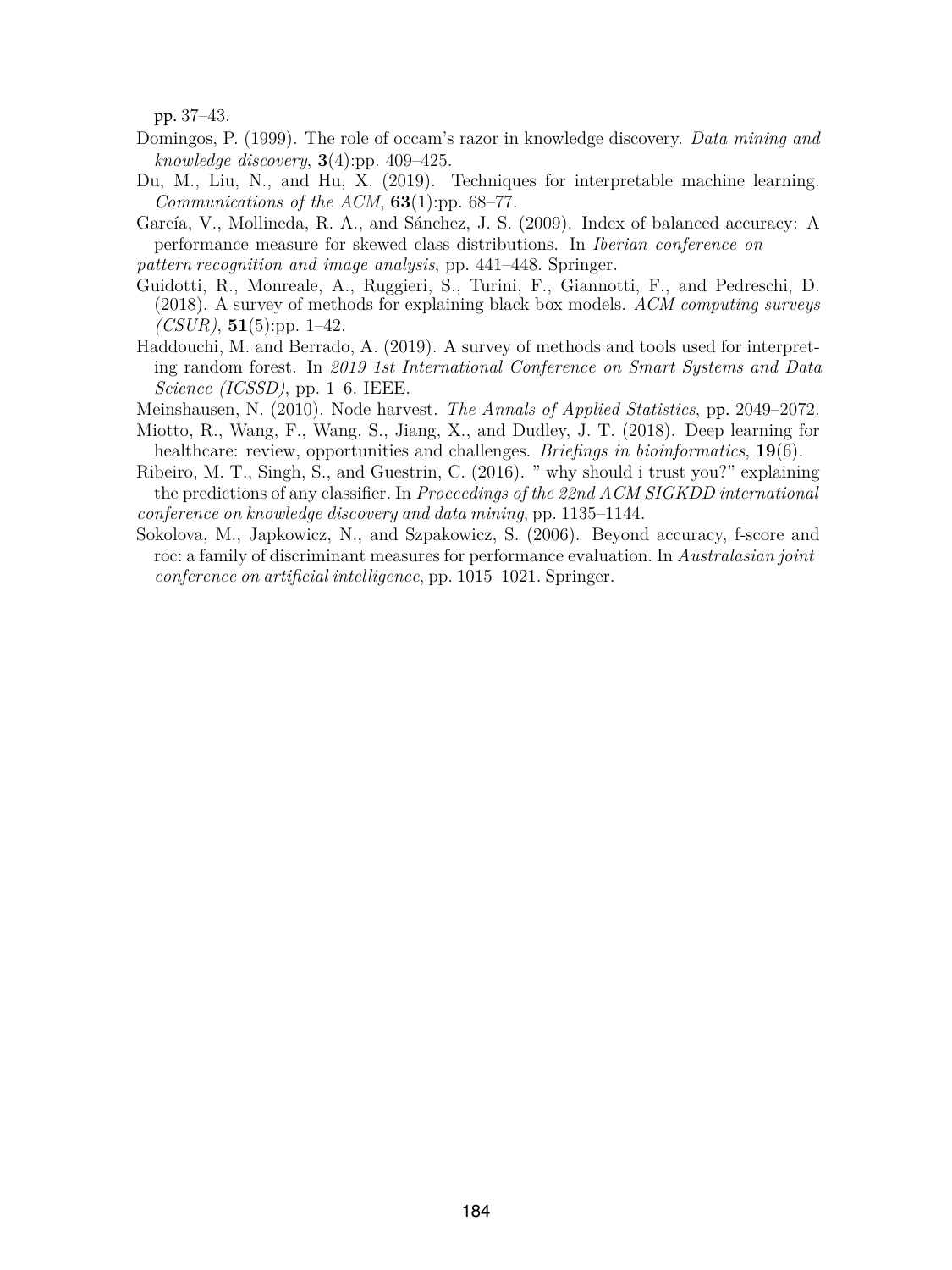pp. 37–43.

Domingos, P. (1999). The role of occam's razor in knowledge discovery. *Data mining and knowledge discovery*, **3**(4):pp. 409–425.

Du, M., Liu, N., and Hu, X. (2019). Techniques for interpretable machine learning. *Communications of the ACM*, **63**(1):pp. 68–77.

García, V., Mollineda, R. A., and Sánchez, J. S. (2009). Index of balanced accuracy: A performance measure for skewed class distributions. In *Iberian conference on pattern recognition and image analysis*, pp. 441–448. Springer.

Guidotti, R., Monreale, A., Ruggieri, S., Turini, F., Giannotti, F., and Pedreschi, D. (2018). A survey of methods for explaining black box models. *ACM computing surveys (CSUR)*, **51**(5):pp. 1–42.

Haddouchi, M. and Berrado, A. (2019). A survey of methods and tools used for interpreting random forest. In *2019 1st International Conference on Smart Systems and Data Science (ICSSD)*, pp. 1–6. IEEE.

Meinshausen, N. (2010). Node harvest. *The Annals of Applied Statistics*, pp. 2049–2072.

Miotto, R., Wang, F., Wang, S., Jiang, X., and Dudley, J. T. (2018). Deep learning for healthcare: review, opportunities and challenges. *Briefings in bioinformatics*, **19**(6).

Ribeiro, M. T., Singh, S., and Guestrin, C. (2016). " why should i trust you?" explaining the predictions of any classifier. In *Proceedings of the 22nd ACM SIGKDD international conference on knowledge discovery and data mining*, pp. 1135–1144.

Sokolova, M., Japkowicz, N., and Szpakowicz, S. (2006). Beyond accuracy, f-score and roc: a family of discriminant measures for performance evaluation. In *Australasian joint conference on artificial intelligence*, pp. 1015–1021. Springer.